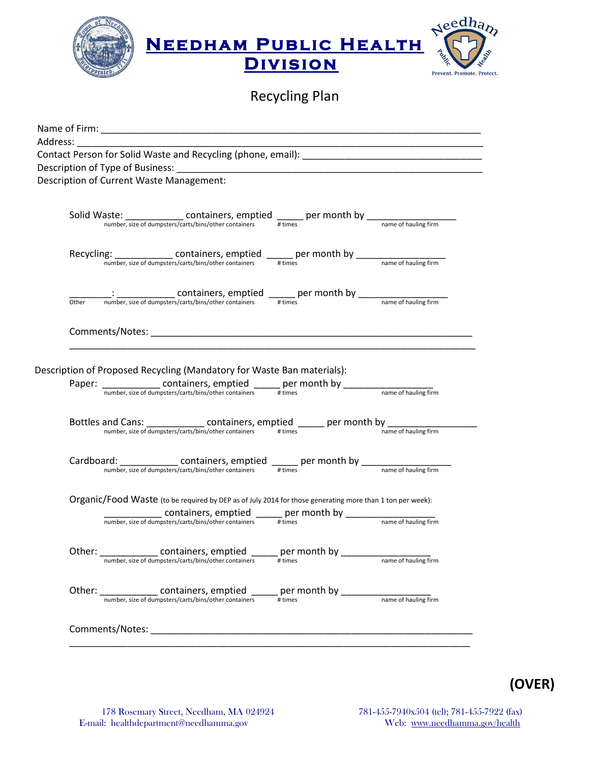# NEEDHAM PUBLIC HEALTH DIVISION

Prevent. Promote. Protect.

## Recycling Plan

Name of Firm: ____________________________________________________________________

Address: ________________________________________________________________________

Contact Person for Solid Waste and Recycling (phone, email): ________________________________

Description of Type of Business: ______________________________________________________

Description of Current Waste Management:

Solid Waste: ___________ containers, emptied _____ per month by _________________
(number, size of dumpsters/carts/bins/other containers) (# times) (name of hauling firm)

Recycling: ___________ containers, emptied _____ per month by _________________
(number, size of dumpsters/carts/bins/other containers) (# times) (name of hauling firm)

________: ___________ containers, emptied _____ per month by _________________
(Other) (number, size of dumpsters/carts/bins/other containers) (# times) (name of hauling firm)

Comments/Notes: _____________________________________________________________

_____________________________________________________________________________

Description of Proposed Recycling (Mandatory for Waste Ban materials):

Paper: ___________ containers, emptied _____ per month by _________________
(number, size of dumpsters/carts/bins/other containers) (# times) (name of hauling firm)

Bottles and Cans: ___________ containers, emptied _____ per month by _________________
(number, size of dumpsters/carts/bins/other containers) (# times) (name of hauling firm)

Cardboard: ___________ containers, emptied _____ per month by _________________
(number, size of dumpsters/carts/bins/other containers) (# times) (name of hauling firm)

Organic/Food Waste (to be required by DEP as of July 2014 for those generating more than 1 ton per week):

___________ containers, emptied _____ per month by _________________
(number, size of dumpsters/carts/bins/other containers) (# times) (name of hauling firm)

Other: ___________ containers, emptied _____ per month by _________________
(number, size of dumpsters/carts/bins/other containers) (# times) (name of hauling firm)

Other: ___________ containers, emptied _____ per month by _________________
(number, size of dumpsters/carts/bins/other containers) (# times) (name of hauling firm)

Comments/Notes: _____________________________________________________________

_____________________________________________________________________________

**(OVER)**

178 Rosemary Street, Needham, MA 024924
E-mail: healthdepartment@needhamma.gov

781-455-7940x504 (tel); 781-455-7922 (fax)
Web: www.needhamma.gov/health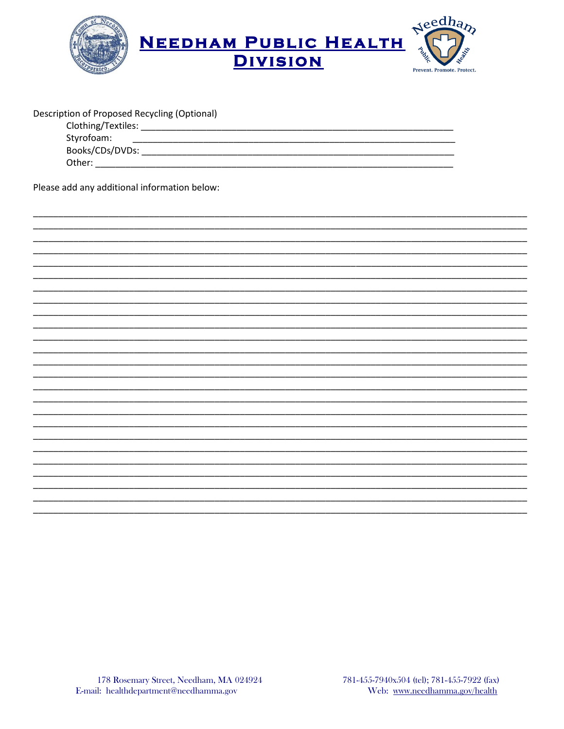# Needham Public Health Division

Description of Proposed Recycling (Optional)

Clothing/Textiles: ____________________________________________________________

Styrofoam: ____________________________________________________________

Books/CDs/DVDs: ____________________________________________________________

Other: ____________________________________________________________

Please add any additional information below:

______________________________________________________________________________

______________________________________________________________________________

______________________________________________________________________________

______________________________________________________________________________

______________________________________________________________________________

______________________________________________________________________________

______________________________________________________________________________

______________________________________________________________________________

______________________________________________________________________________

______________________________________________________________________________

______________________________________________________________________________

______________________________________________________________________________

______________________________________________________________________________

______________________________________________________________________________

______________________________________________________________________________

______________________________________________________________________________

______________________________________________________________________________

______________________________________________________________________________

______________________________________________________________________________

______________________________________________________________________________

______________________________________________________________________________

______________________________________________________________________________

______________________________________________________________________________

______________________________________________________________________________

______________________________________________________________________________

178 Rosemary Street, Needham, MA 024924
E-mail: healthdepartment@needhamma.gov

781-455-7940x504 (tel); 781-455-7922 (fax)
Web: www.needhamma.gov/health